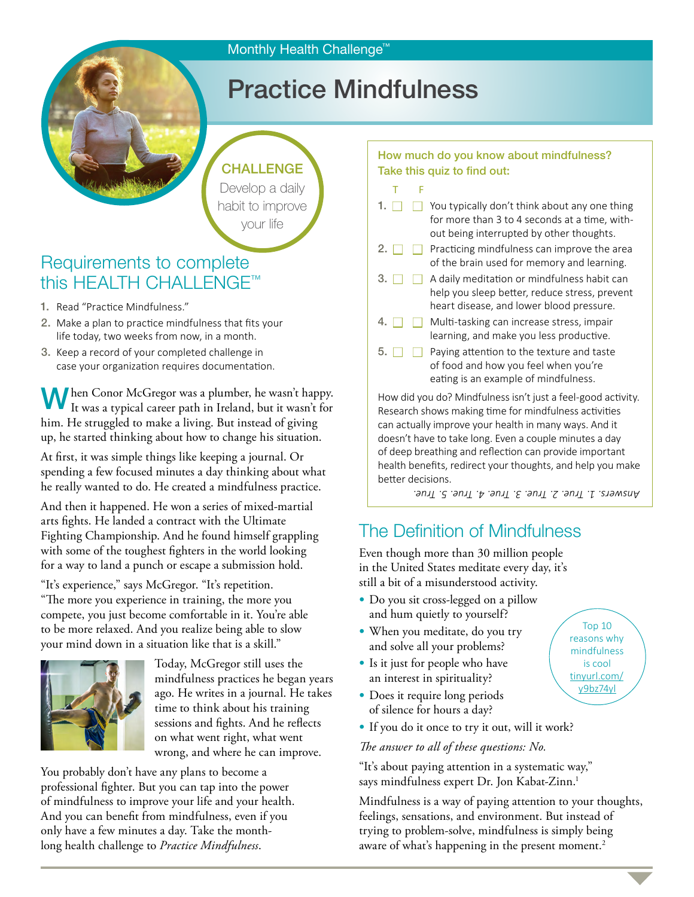Monthly Health Challenge™

# Practice Mindfulness

**CHALLENGE**
Develop a daily habit to improve your life

## Requirements to complete this HEALTH CHALLENGE™

1. Read "Practice Mindfulness."
2. Make a plan to practice mindfulness that fits your life today, two weeks from now, in a month.
3. Keep a record of your completed challenge in case your organization requires documentation.

When Conor McGregor was a plumber, he wasn't happy. It was a typical career path in Ireland, but it wasn't for him. He struggled to make a living. But instead of giving up, he started thinking about how to change his situation.

At first, it was simple things like keeping a journal. Or spending a few focused minutes a day thinking about what he really wanted to do. He created a mindfulness practice.

And then it happened. He won a series of mixed-martial arts fights. He landed a contract with the Ultimate Fighting Championship. And he found himself grappling with some of the toughest fighters in the world looking for a way to land a punch or escape a submission hold.

"It's experience," says McGregor. "It's repetition. "The more you experience in training, the more you compete, you just become comfortable in it. You're able to be more relaxed. And you realize being able to slow your mind down in a situation like that is a skill."

Today, McGregor still uses the mindfulness practices he began years ago. He writes in a journal. He takes time to think about his training sessions and fights. And he reflects on what went right, what went wrong, and where he can improve.

You probably don't have any plans to become a professional fighter. But you can tap into the power of mindfulness to improve your life and your health. And you can benefit from mindfulness, even if you only have a few minutes a day. Take the month-long health challenge to *Practice Mindfulness*.

**How much do you know about mindfulness? Take this quiz to find out:**

| | T | F | |
|---|---|---|---|
| 1. | ☐ | ☐ | You typically don't think about any one thing for more than 3 to 4 seconds at a time, without being interrupted by other thoughts. |
| 2. | ☐ | ☐ | Practicing mindfulness can improve the area of the brain used for memory and learning. |
| 3. | ☐ | ☐ | A daily meditation or mindfulness habit can help you sleep better, reduce stress, prevent heart disease, and lower blood pressure. |
| 4. | ☐ | ☐ | Multi-tasking can increase stress, impair learning, and make you less productive. |
| 5. | ☐ | ☐ | Paying attention to the texture and taste of food and how you feel when you're eating is an example of mindfulness. |

How did you do? Mindfulness isn't just a feel-good activity. Research shows making time for mindfulness activities can actually improve your health in many ways. And it doesn't have to take long. Even a couple minutes a day of deep breathing and reflection can provide important health benefits, redirect your thoughts, and help you make better decisions.

*Answers: 1. True. 2. True. 3. True. 4. True. 5. True.*

## The Definition of Mindfulness

Even though more than 30 million people in the United States meditate every day, it's still a bit of a misunderstood activity.

- Do you sit cross-legged on a pillow and hum quietly to yourself?
- When you meditate, do you try and solve all your problems?
- Is it just for people who have an interest in spirituality?
- Does it require long periods of silence for hours a day?
- If you do it once to try it out, will it work?

*The answer to all of these questions: No.*

Top 10 reasons why mindfulness is cool tinyurl.com/y9bz74yl

"It's about paying attention in a systematic way," says mindfulness expert Dr. Jon Kabat-Zinn.[1]

Mindfulness is a way of paying attention to your thoughts, feelings, sensations, and environment. But instead of trying to problem-solve, mindfulness is simply being aware of what's happening in the present moment.[2]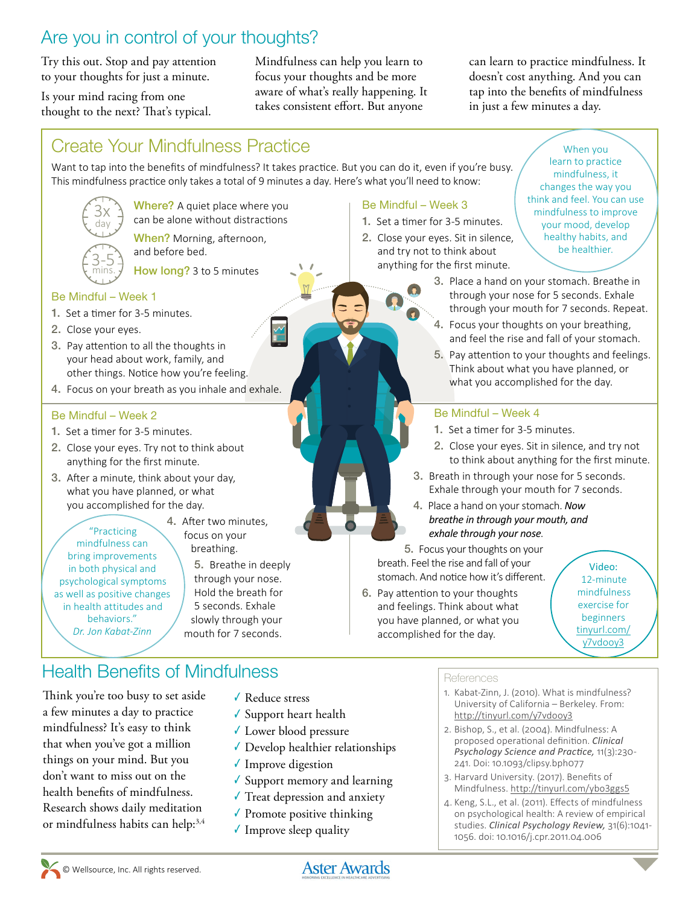# Are you in control of your thoughts?

Try this out. Stop and pay attention to your thoughts for just a minute.

Is your mind racing from one thought to the next? That's typical.

Mindfulness can help you learn to focus your thoughts and be more aware of what's really happening. It takes consistent effort. But anyone can learn to practice mindfulness. It doesn't cost anything. And you can tap into the benefits of mindfulness in just a few minutes a day.

## Create Your Mindfulness Practice

Want to tap into the benefits of mindfulness? It takes practice. But you can do it, even if you're busy. This mindfulness practice only takes a total of 9 minutes a day. Here's what you'll need to know:

3x day

3-5 mins.

**Where?** A quiet place where you can be alone without distractions

**When?** Morning, afternoon, and before bed.

**How long?** 3 to 5 minutes

When you learn to practice mindfulness, it changes the way you think and feel. You can use mindfulness to improve your mood, develop healthy habits, and be healthier.

### Be Mindful – Week 1

1. Set a timer for 3-5 minutes.
2. Close your eyes.
3. Pay attention to all the thoughts in your head about work, family, and other things. Notice how you're feeling.
4. Focus on your breath as you inhale and exhale.

### Be Mindful – Week 2

1. Set a timer for 3-5 minutes.
2. Close your eyes. Try not to think about anything for the first minute.
3. After a minute, think about your day, what you have planned, or what you accomplished for the day.
4. After two minutes, focus on your breathing.
5. Breathe in deeply through your nose. Hold the breath for 5 seconds. Exhale slowly through your mouth for 7 seconds.

"Practicing mindfulness can bring improvements in both physical and psychological symptoms as well as positive changes in health attitudes and behaviors."
*Dr. Jon Kabat-Zinn*

### Be Mindful – Week 3

1. Set a timer for 3-5 minutes.
2. Close your eyes. Sit in silence, and try not to think about anything for the first minute.
3. Place a hand on your stomach. Breathe in through your nose for 5 seconds. Exhale through your mouth for 7 seconds. Repeat.
4. Focus your thoughts on your breathing, and feel the rise and fall of your stomach.
5. Pay attention to your thoughts and feelings. Think about what you have planned, or what you accomplished for the day.

### Be Mindful – Week 4

1. Set a timer for 3-5 minutes.
2. Close your eyes. Sit in silence, and try not to think about anything for the first minute.
3. Breath in through your nose for 5 seconds. Exhale through your mouth for 7 seconds.
4. Place a hand on your stomach. *Now breathe in through your mouth, and exhale through your nose.*
5. Focus your thoughts on your breath. Feel the rise and fall of your stomach. And notice how it's different.
6. Pay attention to your thoughts and feelings. Think about what you have planned, or what you accomplished for the day.

**Video:** 12-minute mindfulness exercise for beginners tinyurl.com/y7vdooy3

## Health Benefits of Mindfulness

Think you're too busy to set aside a few minutes a day to practice mindfulness? It's easy to think that when you've got a million things on your mind. But you don't want to miss out on the health benefits of mindfulness. Research shows daily meditation or mindfulness habits can help:[3,4]

- ✓ Reduce stress
- ✓ Support heart health
- ✓ Lower blood pressure
- ✓ Develop healthier relationships
- ✓ Improve digestion
- ✓ Support memory and learning
- ✓ Treat depression and anxiety
- ✓ Promote positive thinking
- ✓ Improve sleep quality

### References

1. Kabat-Zinn, J. (2010). What is mindfulness? University of California – Berkeley. From: http://tinyurl.com/y7vdooy3
2. Bishop, S., et al. (2004). Mindfulness: A proposed operational definition. *Clinical Psychology Science and Practice,* 11(3):230-241. Doi: 10.1093/clipsy.bph077
3. Harvard University. (2017). Benefits of Mindfulness. http://tinyurl.com/ybo3ggs5
4. Keng, S.L., et al. (2011). Effects of mindfulness on psychological health: A review of empirical studies. *Clinical Psychology Review,* 31(6):1041-1056. doi: 10.1016/j.cpr.2011.04.006

© Wellsource, Inc. All rights reserved.

Aster Awards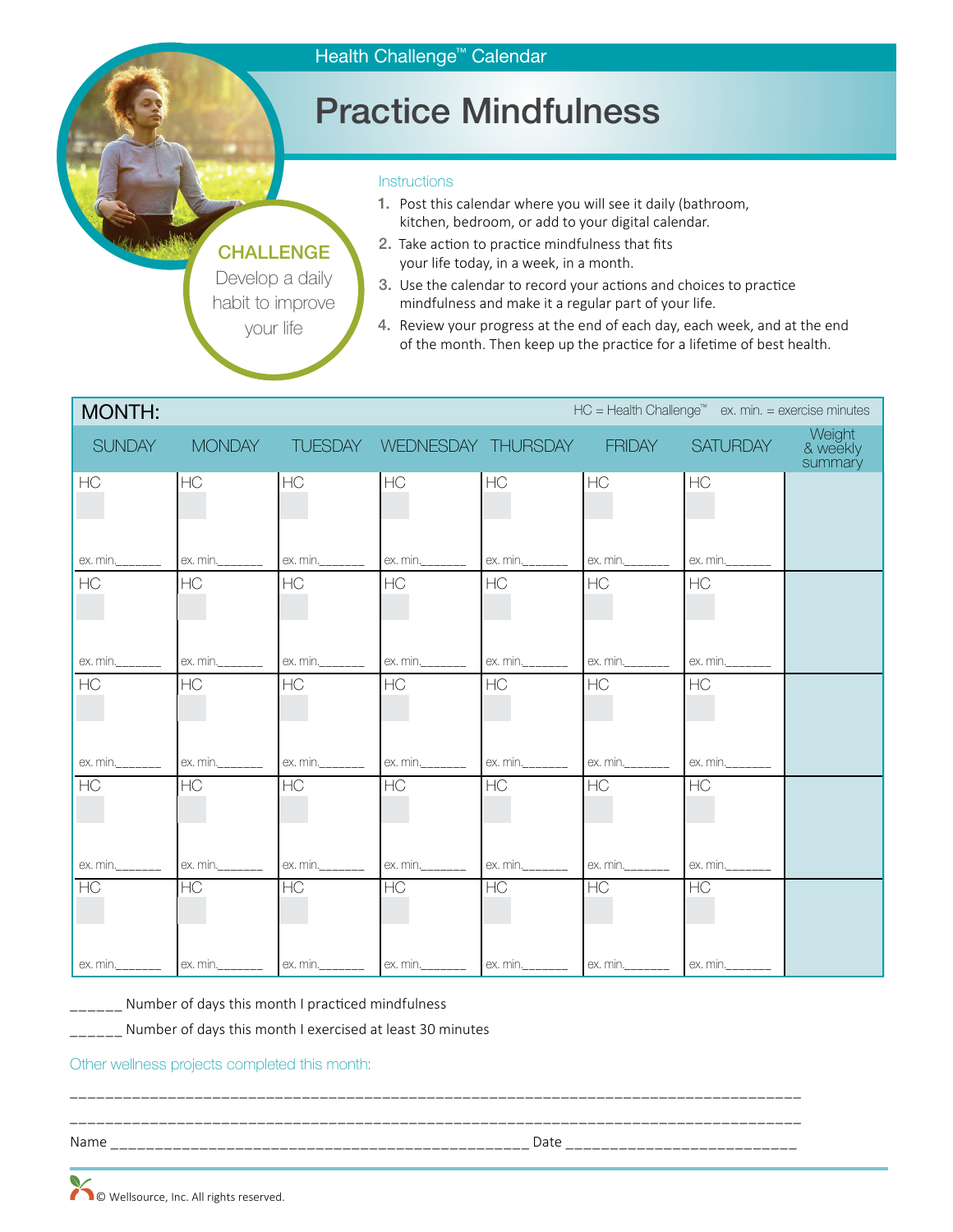Health Challenge™ Calendar

# Practice Mindfulness

**CHALLENGE**
Develop a daily habit to improve your life

Instructions

1. Post this calendar where you will see it daily (bathroom, kitchen, bedroom, or add to your digital calendar.
2. Take action to practice mindfulness that fits your life today, in a week, in a month.
3. Use the calendar to record your actions and choices to practice mindfulness and make it a regular part of your life.
4. Review your progress at the end of each day, each week, and at the end of the month. Then keep up the practice for a lifetime of best health.

MONTH:

HC = Health Challenge™ ex. min. = exercise minutes

| SUNDAY | MONDAY | TUESDAY | WEDNESDAY | THURSDAY | FRIDAY | SATURDAY | Weight & weekly summary |
|---|---|---|---|---|---|---|---|
| HC<br><br>ex. min.______ | HC<br><br>ex. min.______ | HC<br><br>ex. min.______ | HC<br><br>ex. min.______ | HC<br><br>ex. min.______ | HC<br><br>ex. min.______ | HC<br><br>ex. min.______ | |
| HC<br><br>ex. min.______ | HC<br><br>ex. min.______ | HC<br><br>ex. min.______ | HC<br><br>ex. min.______ | HC<br><br>ex. min.______ | HC<br><br>ex. min.______ | HC<br><br>ex. min.______ | |
| HC<br><br>ex. min.______ | HC<br><br>ex. min.______ | HC<br><br>ex. min.______ | HC<br><br>ex. min.______ | HC<br><br>ex. min.______ | HC<br><br>ex. min.______ | HC<br><br>ex. min.______ | |
| HC<br><br>ex. min.______ | HC<br><br>ex. min.______ | HC<br><br>ex. min.______ | HC<br><br>ex. min.______ | HC<br><br>ex. min.______ | HC<br><br>ex. min.______ | HC<br><br>ex. min.______ | |
| HC<br><br>ex. min.______ | HC<br><br>ex. min.______ | HC<br><br>ex. min.______ | HC<br><br>ex. min.______ | HC<br><br>ex. min.______ | HC<br><br>ex. min.______ | HC<br><br>ex. min.______ | |

______ Number of days this month I practiced mindfulness

______ Number of days this month I exercised at least 30 minutes

Other wellness projects completed this month:

_____________________________________________________________________________________

_____________________________________________________________________________________

Name _______________________________________________ Date _________________________

© Wellsource, Inc. All rights reserved.